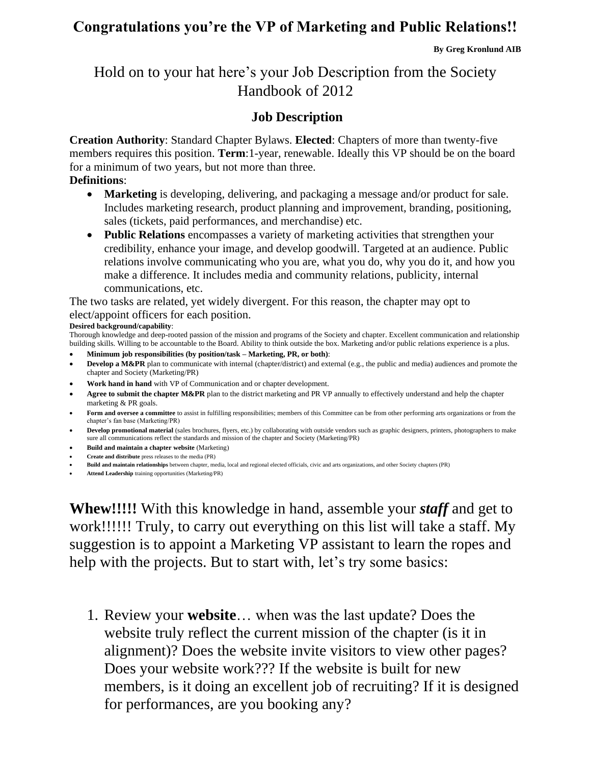# Congratulations you're the VP of Marketing and Public Relations!!

**By Greg Kronlund AIB**

## Hold on to your hat here's your Job Description from the Society Handbook of 2012

### Job Description

**Creation Authority**: Standard Chapter Bylaws. **Elected**: Chapters of more than twenty-five members requires this position. **Term**:1-year, renewable. Ideally this VP should be on the board for a minimum of two years, but not more than three.

**Definitions**:

- **Marketing** is developing, delivering, and packaging a message and/or product for sale. Includes marketing research, product planning and improvement, branding, positioning, sales (tickets, paid performances, and merchandise) etc.
- **Public Relations** encompasses a variety of marketing activities that strengthen your credibility, enhance your image, and develop goodwill. Targeted at an audience. Public relations involve communicating who you are, what you do, why you do it, and how you make a difference. It includes media and community relations, publicity, internal communications, etc.

The two tasks are related, yet widely divergent. For this reason, the chapter may opt to elect/appoint officers for each position.

**Desired background/capability**:

Thorough knowledge and deep-rooted passion of the mission and programs of the Society and chapter. Excellent communication and relationship building skills. Willing to be accountable to the Board. Ability to think outside the box. Marketing and/or public relations experience is a plus.

- **Minimum job responsibilities (by position/task – Marketing, PR, or both)**:
- **Develop a M&PR** plan to communicate with internal (chapter/district) and external (e.g., the public and media) audiences and promote the chapter and Society (Marketing/PR)
- **Work hand in hand** with VP of Communication and or chapter development.
- **Agree to submit the chapter M&PR** plan to the district marketing and PR VP annually to effectively understand and help the chapter marketing & PR goals.
- **Form and oversee a committee** to assist in fulfilling responsibilities; members of this Committee can be from other performing arts organizations or from the chapter's fan base (Marketing/PR)
- **Develop promotional material** (sales brochures, flyers, etc.) by collaborating with outside vendors such as graphic designers, printers, photographers to make sure all communications reflect the standards and mission of the chapter and Society (Marketing/PR)
- **Build and maintain a chapter website** (Marketing)
- **Create and distribute** press releases to the media (PR)
- **Build and maintain relationships** between chapter, media, local and regional elected officials, civic and arts organizations, and other Society chapters (PR)
- **Attend Leadership** training opportunities (Marketing/PR)

**Whew!!!!!** With this knowledge in hand, assemble your ***staff*** and get to work!!!!!! Truly, to carry out everything on this list will take a staff. My suggestion is to appoint a Marketing VP assistant to learn the ropes and help with the projects. But to start with, let's try some basics:

1. Review your **website**… when was the last update? Does the website truly reflect the current mission of the chapter (is it in alignment)? Does the website invite visitors to view other pages? Does your website work??? If the website is built for new members, is it doing an excellent job of recruiting? If it is designed for performances, are you booking any?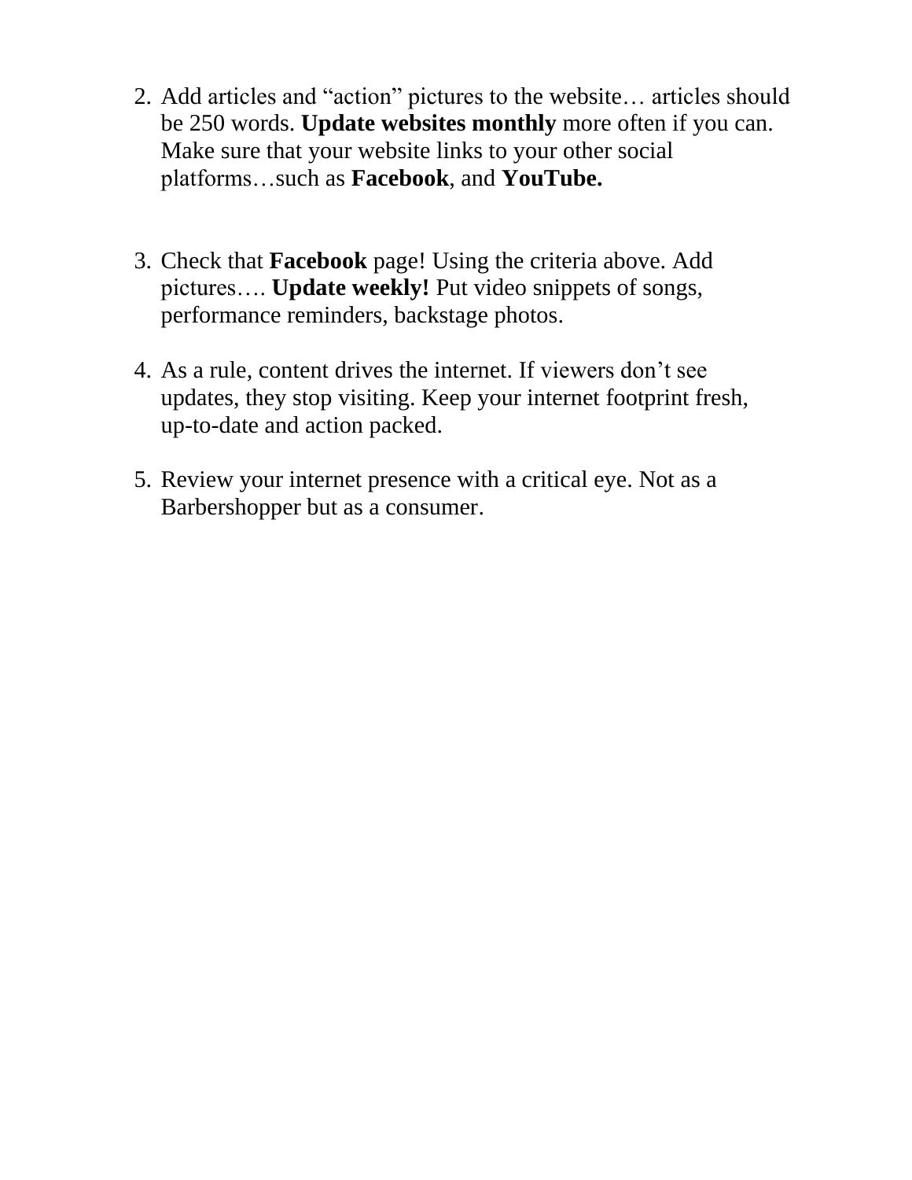2. Add articles and "action" pictures to the website… articles should be 250 words. **Update websites monthly** more often if you can. Make sure that your website links to your other social platforms…such as **Facebook**, and **YouTube.**

3. Check that **Facebook** page! Using the criteria above. Add pictures…. **Update weekly!** Put video snippets of songs, performance reminders, backstage photos.

4. As a rule, content drives the internet. If viewers don't see updates, they stop visiting. Keep your internet footprint fresh, up-to-date and action packed.

5. Review your internet presence with a critical eye. Not as a Barbershopper but as a consumer.